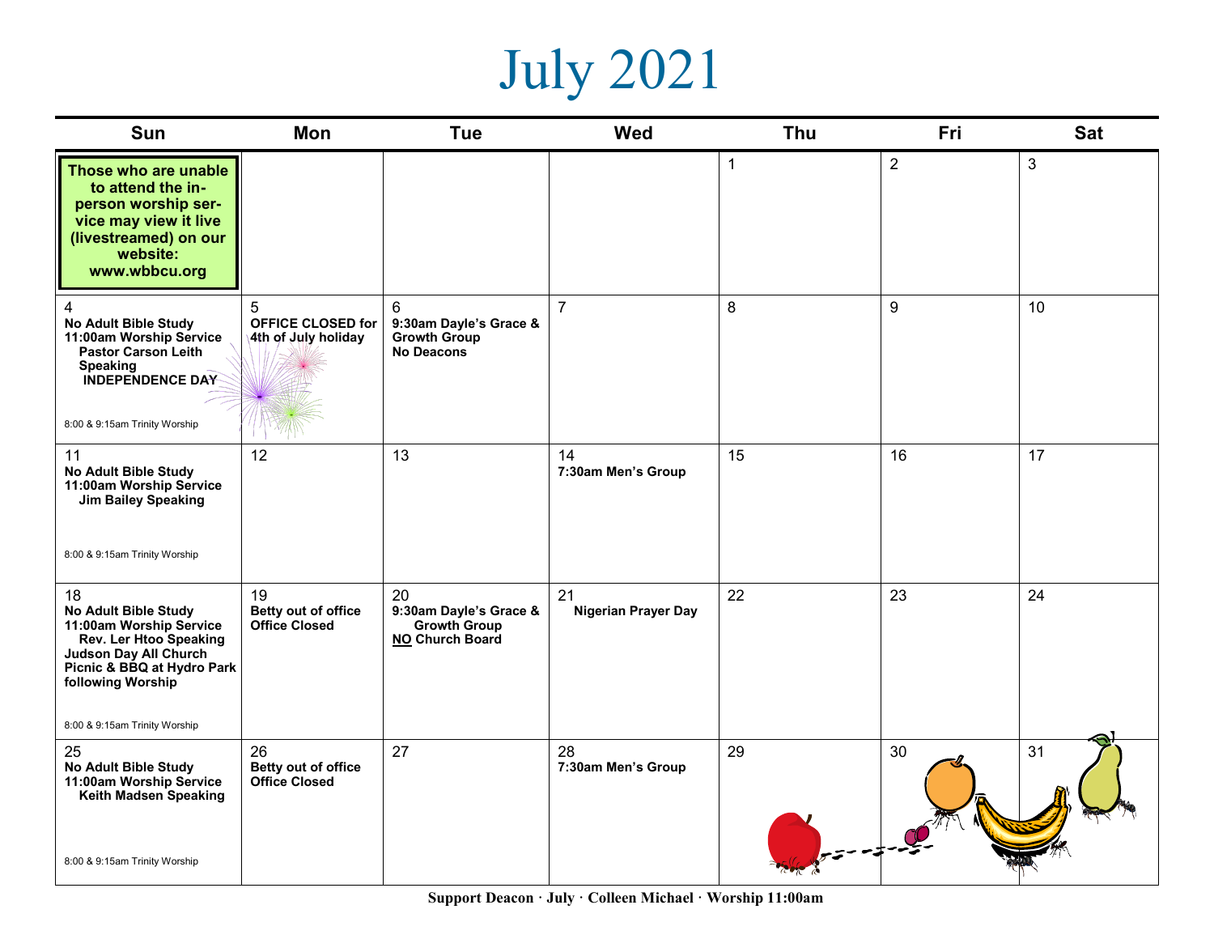# July 2021

| Sun | Mon | Tue | Wed | Thu | Fri | Sat |
| --- | --- | --- | --- | --- | --- | --- |
| **Those who are unable to attend the in-person worship service may view it live (livestreamed) on our website: www.wbbcu.org** | | | | 1 | 2 | 3 |
| 4 **No Adult Bible Study** **11:00am Worship Service** **Pastor Carson Leith Speaking** **INDEPENDENCE DAY** 8:00 & 9:15am Trinity Worship | 5 **OFFICE CLOSED for 4th of July holiday** | 6 **9:30am Dayle's Grace & Growth Group** **No Deacons** | 7 | 8 | 9 | 10 |
| 11 **No Adult Bible Study** **11:00am Worship Service** **Jim Bailey Speaking** 8:00 & 9:15am Trinity Worship | 12 | 13 | 14 **7:30am Men's Group** | 15 | 16 | 17 |
| 18 **No Adult Bible Study** **11:00am Worship Service** **Rev. Ler Htoo Speaking** **Judson Day All Church Picnic & BBQ at Hydro Park following Worship** 8:00 & 9:15am Trinity Worship | 19 **Betty out of office** **Office Closed** | 20 **9:30am Dayle's Grace & Growth Group** **NO Church Board** | 21 **Nigerian Prayer Day** | 22 | 23 | 24 |
| 25 **No Adult Bible Study** **11:00am Worship Service** **Keith Madsen Speaking** 8:00 & 9:15am Trinity Worship | 26 **Betty out of office** **Office Closed** | 27 | 28 **7:30am Men's Group** | 29 | 30 | 31 |

**Support Deacon · July · Colleen Michael · Worship 11:00am**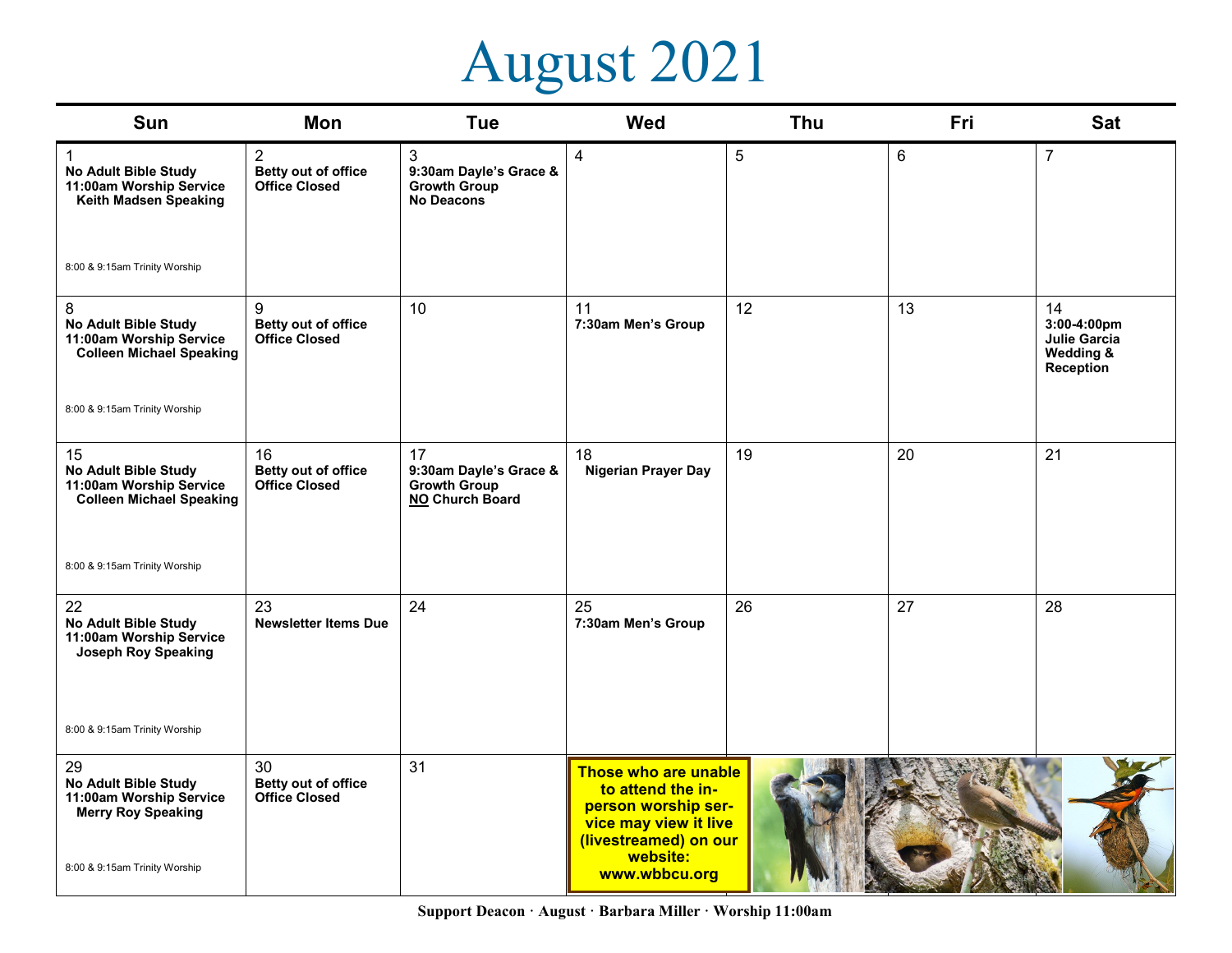# August 2021

| Sun | Mon | Tue | Wed | Thu | Fri | Sat |
|---|---|---|---|---|---|---|
| 1 **No Adult Bible Study** **11:00am Worship Service** **Keith Madsen Speaking** 8:00 & 9:15am Trinity Worship | 2 **Betty out of office** **Office Closed** | 3 **9:30am Dayle's Grace & Growth Group** **No Deacons** | 4 | 5 | 6 | 7 |
| 8 **No Adult Bible Study** **11:00am Worship Service** **Colleen Michael Speaking** 8:00 & 9:15am Trinity Worship | 9 **Betty out of office** **Office Closed** | 10 | 11 **7:30am Men's Group** | 12 | 13 | 14 **3:00-4:00pm Julie Garcia Wedding & Reception** |
| 15 **No Adult Bible Study** **11:00am Worship Service** **Colleen Michael Speaking** 8:00 & 9:15am Trinity Worship | 16 **Betty out of office** **Office Closed** | 17 **9:30am Dayle's Grace & Growth Group** **NO Church Board** | 18 **Nigerian Prayer Day** | 19 | 20 | 21 |
| 22 **No Adult Bible Study** **11:00am Worship Service** **Joseph Roy Speaking** 8:00 & 9:15am Trinity Worship | 23 **Newsletter Items Due** | 24 | 25 **7:30am Men's Group** | 26 | 27 | 28 |
| 29 **No Adult Bible Study** **11:00am Worship Service** **Merry Roy Speaking** 8:00 & 9:15am Trinity Worship | 30 **Betty out of office** **Office Closed** | 31 | **Those who are unable to attend the in-person worship service may view it live (livestreamed) on our website: www.wbbcu.org** | | | |

**Support Deacon · August · Barbara Miller · Worship 11:00am**